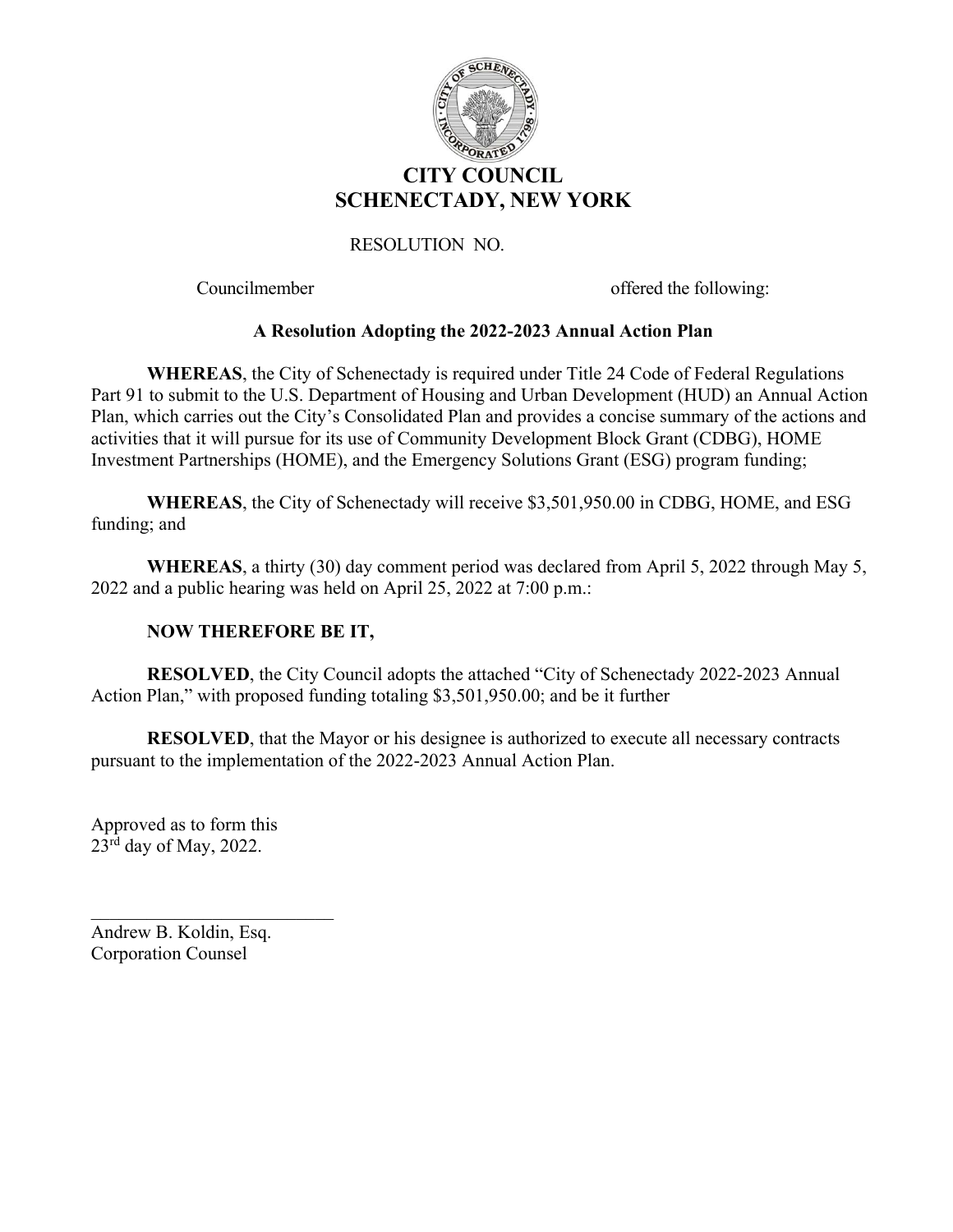# CITY COUNCIL
# SCHENECTADY, NEW YORK

RESOLUTION NO.

Councilmember offered the following:

### A Resolution Adopting the 2022-2023 Annual Action Plan

**WHEREAS**, the City of Schenectady is required under Title 24 Code of Federal Regulations Part 91 to submit to the U.S. Department of Housing and Urban Development (HUD) an Annual Action Plan, which carries out the City's Consolidated Plan and provides a concise summary of the actions and activities that it will pursue for its use of Community Development Block Grant (CDBG), HOME Investment Partnerships (HOME), and the Emergency Solutions Grant (ESG) program funding;

**WHEREAS**, the City of Schenectady will receive $3,501,950.00 in CDBG, HOME, and ESG funding; and

**WHEREAS**, a thirty (30) day comment period was declared from April 5, 2022 through May 5, 2022 and a public hearing was held on April 25, 2022 at 7:00 p.m.:

**NOW THEREFORE BE IT,**

**RESOLVED**, the City Council adopts the attached "City of Schenectady 2022-2023 Annual Action Plan," with proposed funding totaling $3,501,950.00; and be it further

**RESOLVED**, that the Mayor or his designee is authorized to execute all necessary contracts pursuant to the implementation of the 2022-2023 Annual Action Plan.

Approved as to form this
23rd day of May, 2022.

\_\_\_\_\_\_\_\_\_\_\_\_\_\_\_\_\_\_\_\_\_\_\_\_\_\_\_

Andrew B. Koldin, Esq.
Corporation Counsel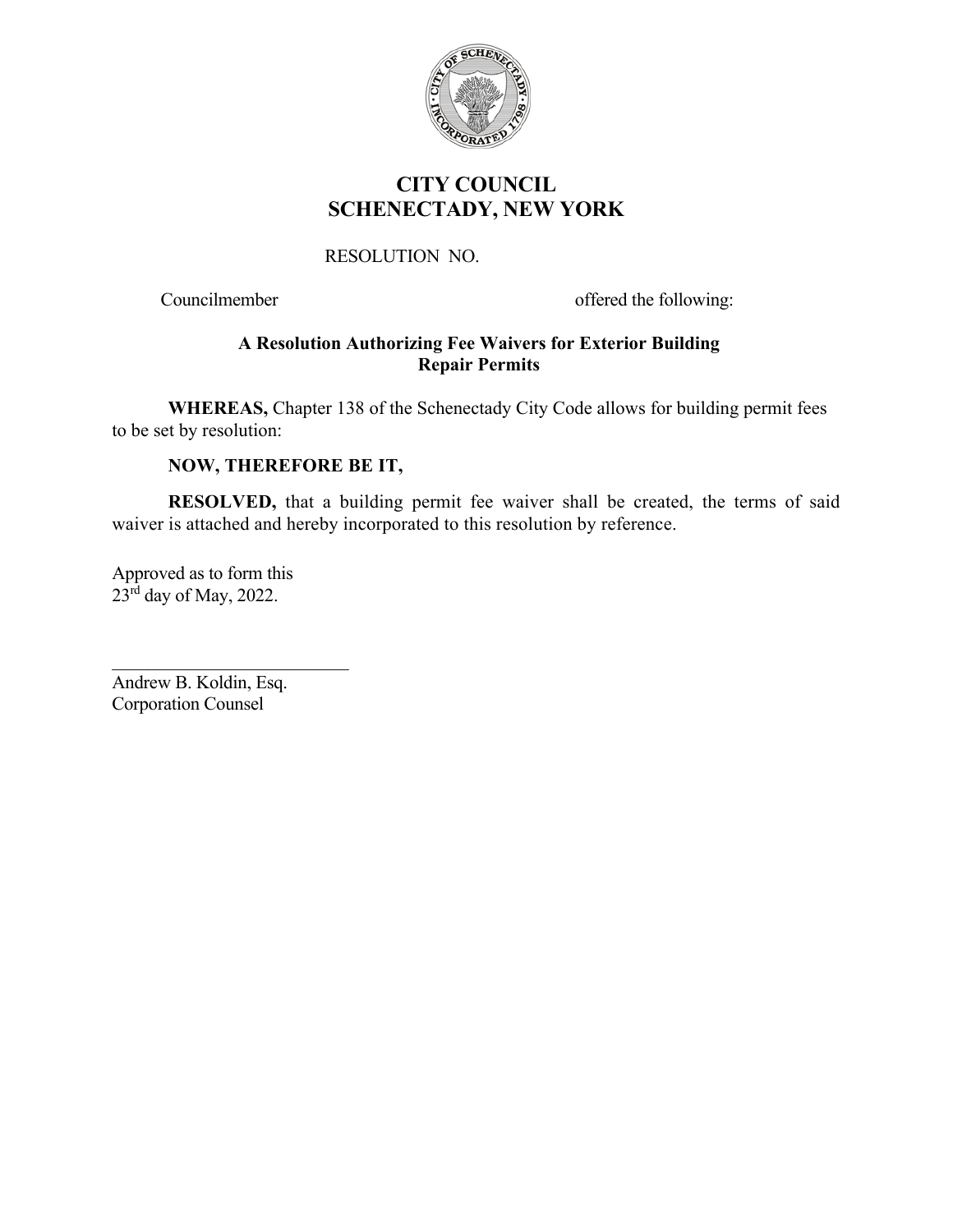# CITY COUNCIL
# SCHENECTADY, NEW YORK

RESOLUTION NO.

Councilmember offered the following:

**A Resolution Authorizing Fee Waivers for Exterior Building Repair Permits**

**WHEREAS,** Chapter 138 of the Schenectady City Code allows for building permit fees to be set by resolution:

**NOW, THEREFORE BE IT,**

**RESOLVED,** that a building permit fee waiver shall be created, the terms of said waiver is attached and hereby incorporated to this resolution by reference.

Approved as to form this
23rd day of May, 2022.

\_\_\_\_\_\_\_\_\_\_\_\_\_\_\_\_\_\_\_\_\_\_\_\_\_\_\_\_

Andrew B. Koldin, Esq.
Corporation Counsel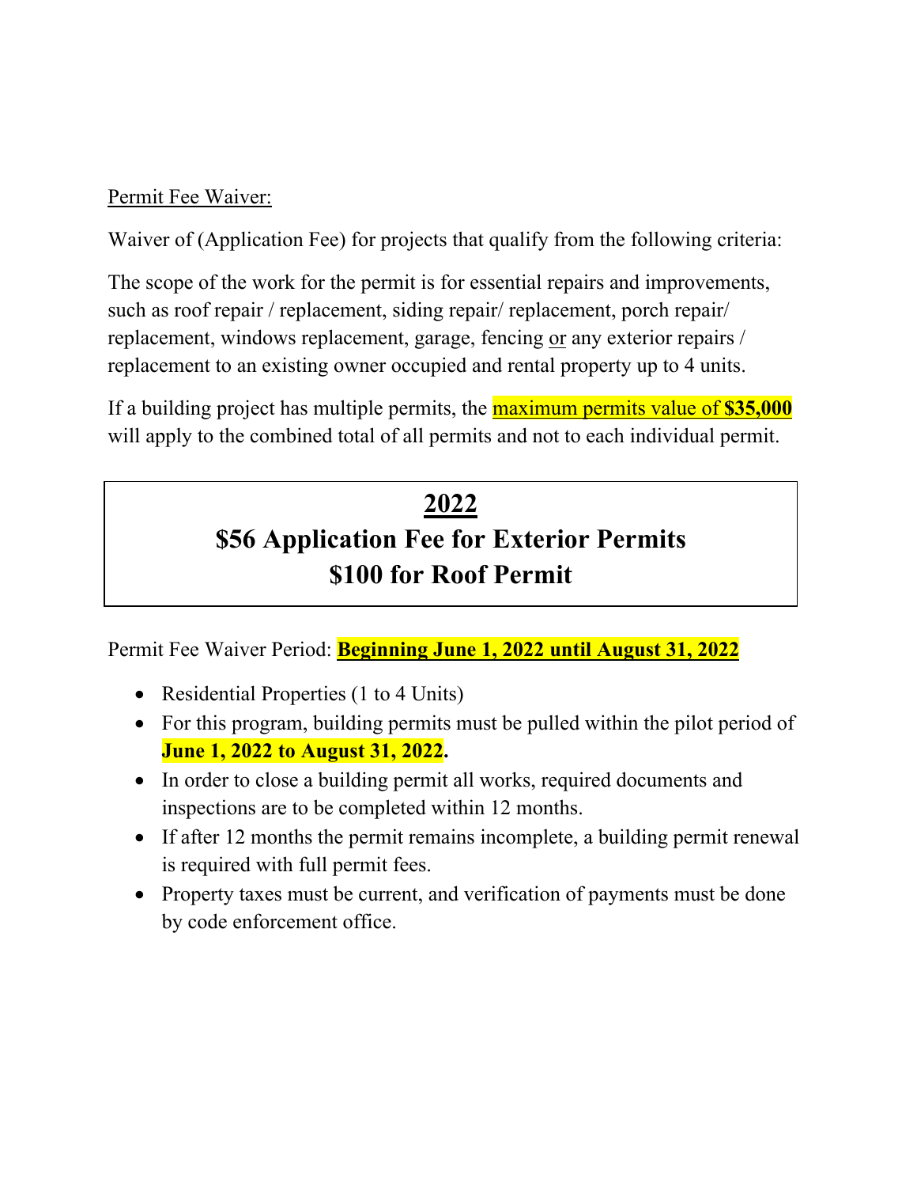Permit Fee Waiver:

Waiver of (Application Fee) for projects that qualify from the following criteria:

The scope of the work for the permit is for essential repairs and improvements, such as roof repair / replacement, siding repair/ replacement, porch repair/ replacement, windows replacement, garage, fencing or any exterior repairs / replacement to an existing owner occupied and rental property up to 4 units.

If a building project has multiple permits, the maximum permits value of **$35,000** will apply to the combined total of all permits and not to each individual permit.

**2022**

**$56 Application Fee for Exterior Permits**

**$100 for Roof Permit**

Permit Fee Waiver Period: **Beginning June 1, 2022 until August 31, 2022**

- Residential Properties (1 to 4 Units)
- For this program, building permits must be pulled within the pilot period of **June 1, 2022 to August 31, 2022.**
- In order to close a building permit all works, required documents and inspections are to be completed within 12 months.
- If after 12 months the permit remains incomplete, a building permit renewal is required with full permit fees.
- Property taxes must be current, and verification of payments must be done by code enforcement office.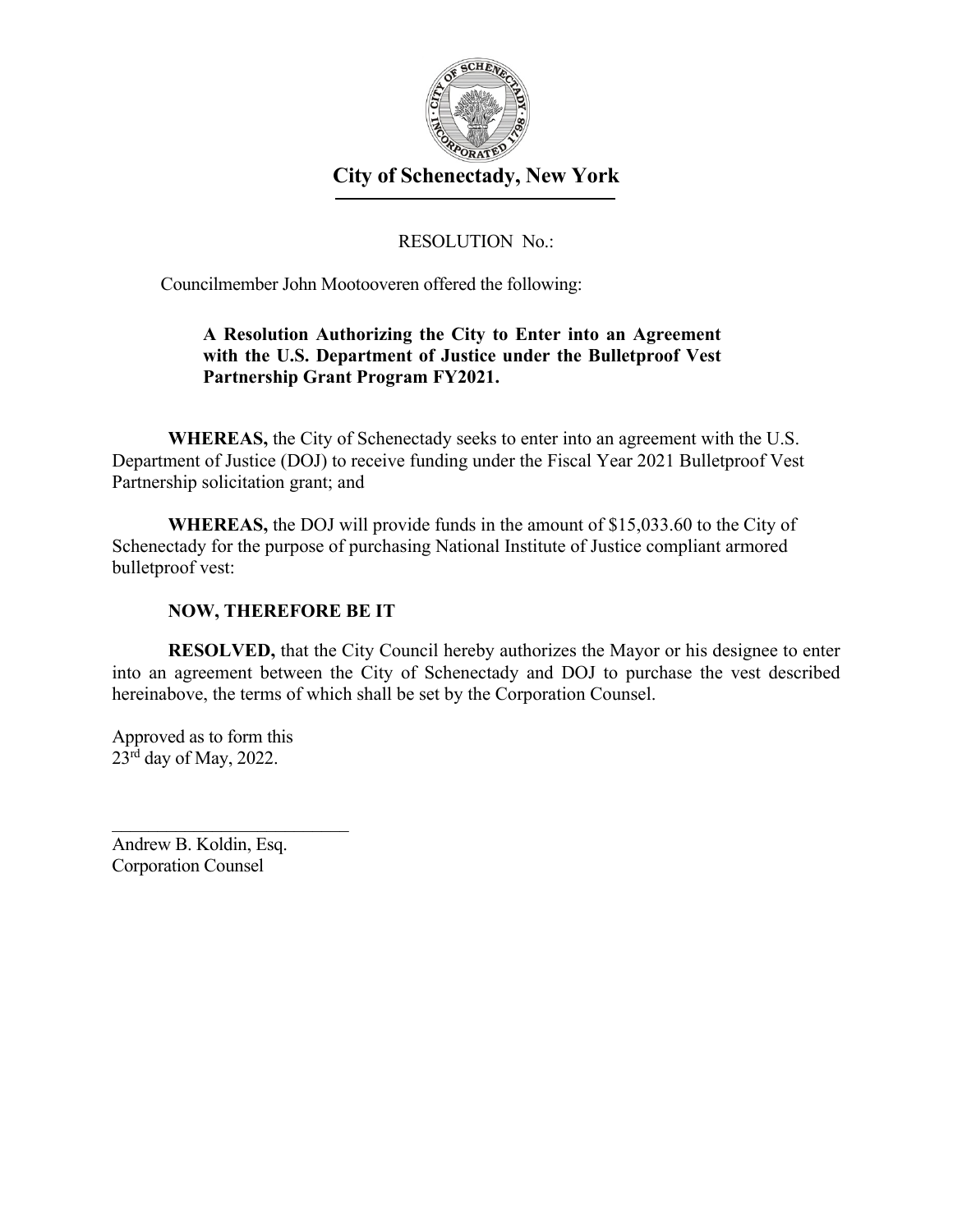# City of Schenectady, New York

RESOLUTION No.:

Councilmember John Mootooveren offered the following:

**A Resolution Authorizing the City to Enter into an Agreement with the U.S. Department of Justice under the Bulletproof Vest Partnership Grant Program FY2021.**

**WHEREAS,** the City of Schenectady seeks to enter into an agreement with the U.S. Department of Justice (DOJ) to receive funding under the Fiscal Year 2021 Bulletproof Vest Partnership solicitation grant; and

**WHEREAS,** the DOJ will provide funds in the amount of $15,033.60 to the City of Schenectady for the purpose of purchasing National Institute of Justice compliant armored bulletproof vest:

**NOW, THEREFORE BE IT**

**RESOLVED,** that the City Council hereby authorizes the Mayor or his designee to enter into an agreement between the City of Schenectady and DOJ to purchase the vest described hereinabove, the terms of which shall be set by the Corporation Counsel.

Approved as to form this
23rd day of May, 2022.

\_\_\_\_\_\_\_\_\_\_\_\_\_\_\_\_\_\_\_\_\_\_\_\_\_\_\_\_

Andrew B. Koldin, Esq.
Corporation Counsel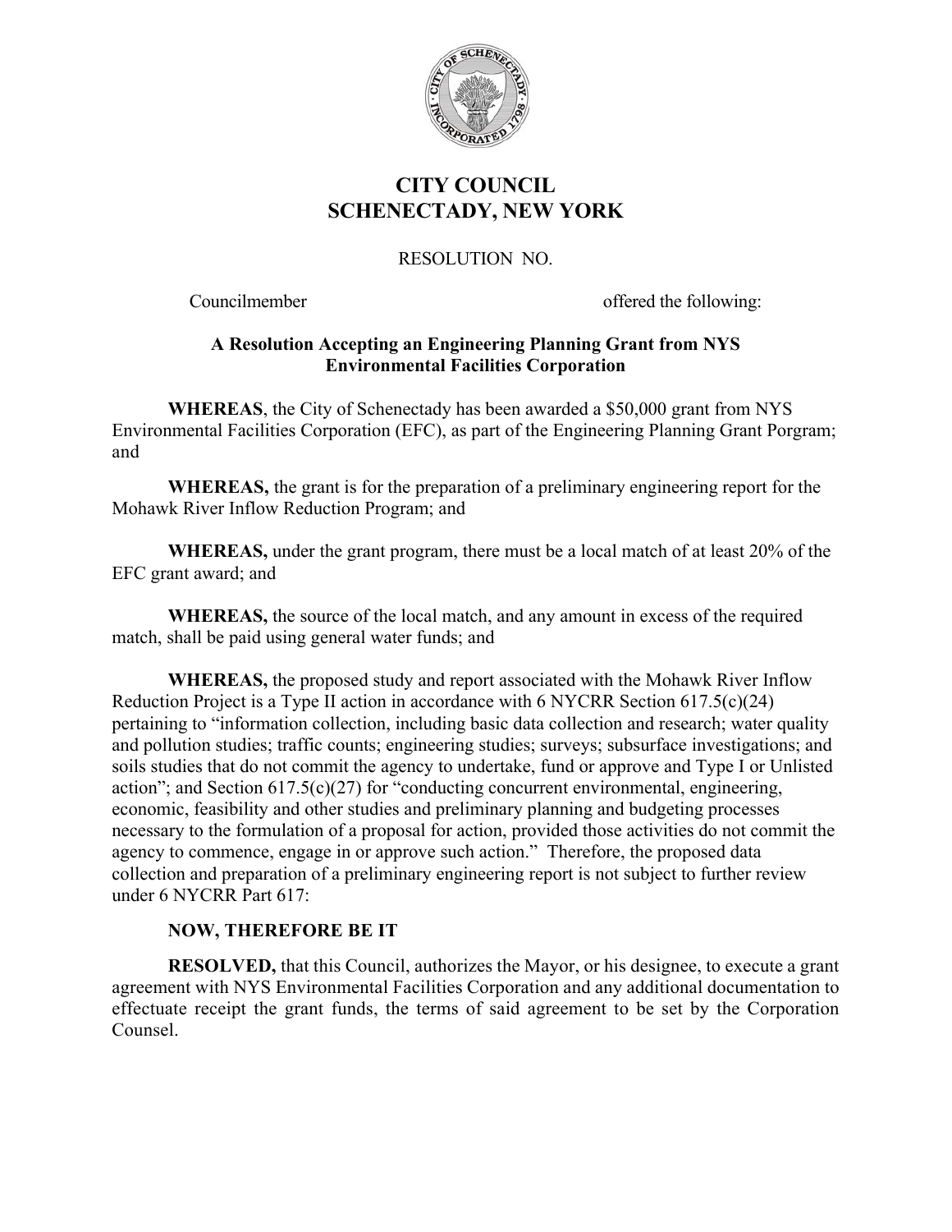# CITY COUNCIL
# SCHENECTADY, NEW YORK

RESOLUTION NO.

Councilmember offered the following:

**A Resolution Accepting an Engineering Planning Grant from NYS Environmental Facilities Corporation**

**WHEREAS**, the City of Schenectady has been awarded a $50,000 grant from NYS Environmental Facilities Corporation (EFC), as part of the Engineering Planning Grant Porgram; and

**WHEREAS,** the grant is for the preparation of a preliminary engineering report for the Mohawk River Inflow Reduction Program; and

**WHEREAS,** under the grant program, there must be a local match of at least 20% of the EFC grant award; and

**WHEREAS,** the source of the local match, and any amount in excess of the required match, shall be paid using general water funds; and

**WHEREAS,** the proposed study and report associated with the Mohawk River Inflow Reduction Project is a Type II action in accordance with 6 NYCRR Section 617.5(c)(24) pertaining to "information collection, including basic data collection and research; water quality and pollution studies; traffic counts; engineering studies; surveys; subsurface investigations; and soils studies that do not commit the agency to undertake, fund or approve and Type I or Unlisted action"; and Section 617.5(c)(27) for "conducting concurrent environmental, engineering, economic, feasibility and other studies and preliminary planning and budgeting processes necessary to the formulation of a proposal for action, provided those activities do not commit the agency to commence, engage in or approve such action." Therefore, the proposed data collection and preparation of a preliminary engineering report is not subject to further review under 6 NYCRR Part 617:

**NOW, THEREFORE BE IT**

**RESOLVED,** that this Council, authorizes the Mayor, or his designee, to execute a grant agreement with NYS Environmental Facilities Corporation and any additional documentation to effectuate receipt the grant funds, the terms of said agreement to be set by the Corporation Counsel.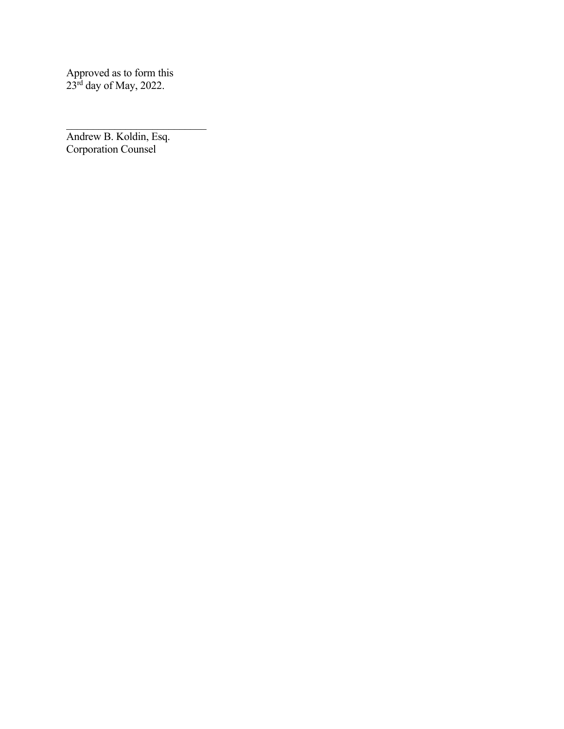Approved as to form this
23rd day of May, 2022.

\_\_\_\_\_\_\_\_\_\_\_\_\_\_\_\_\_\_\_\_\_\_\_\_\_\_\_

Andrew B. Koldin, Esq.
Corporation Counsel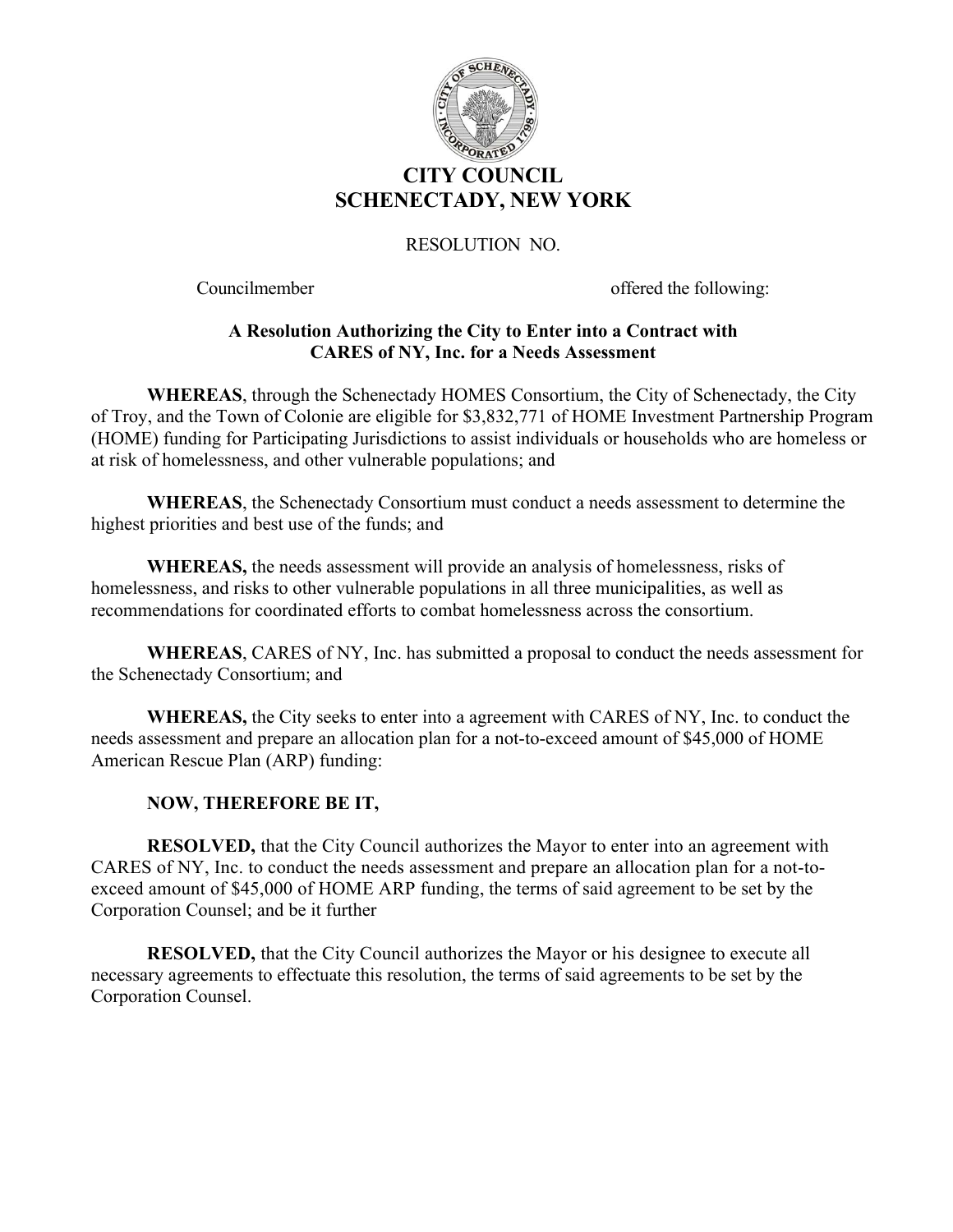# CITY COUNCIL
# SCHENECTADY, NEW YORK

RESOLUTION NO.

Councilmember                                                  offered the following:

### A Resolution Authorizing the City to Enter into a Contract with CARES of NY, Inc. for a Needs Assessment

**WHEREAS**, through the Schenectady HOMES Consortium, the City of Schenectady, the City of Troy, and the Town of Colonie are eligible for $3,832,771 of HOME Investment Partnership Program (HOME) funding for Participating Jurisdictions to assist individuals or households who are homeless or at risk of homelessness, and other vulnerable populations; and

**WHEREAS**, the Schenectady Consortium must conduct a needs assessment to determine the highest priorities and best use of the funds; and

**WHEREAS,** the needs assessment will provide an analysis of homelessness, risks of homelessness, and risks to other vulnerable populations in all three municipalities, as well as recommendations for coordinated efforts to combat homelessness across the consortium.

**WHEREAS**, CARES of NY, Inc. has submitted a proposal to conduct the needs assessment for the Schenectady Consortium; and

**WHEREAS,** the City seeks to enter into a agreement with CARES of NY, Inc. to conduct the needs assessment and prepare an allocation plan for a not-to-exceed amount of $45,000 of HOME American Rescue Plan (ARP) funding:

**NOW, THEREFORE BE IT,**

**RESOLVED,** that the City Council authorizes the Mayor to enter into an agreement with CARES of NY, Inc. to conduct the needs assessment and prepare an allocation plan for a not-to-exceed amount of $45,000 of HOME ARP funding, the terms of said agreement to be set by the Corporation Counsel; and be it further

**RESOLVED,** that the City Council authorizes the Mayor or his designee to execute all necessary agreements to effectuate this resolution, the terms of said agreements to be set by the Corporation Counsel.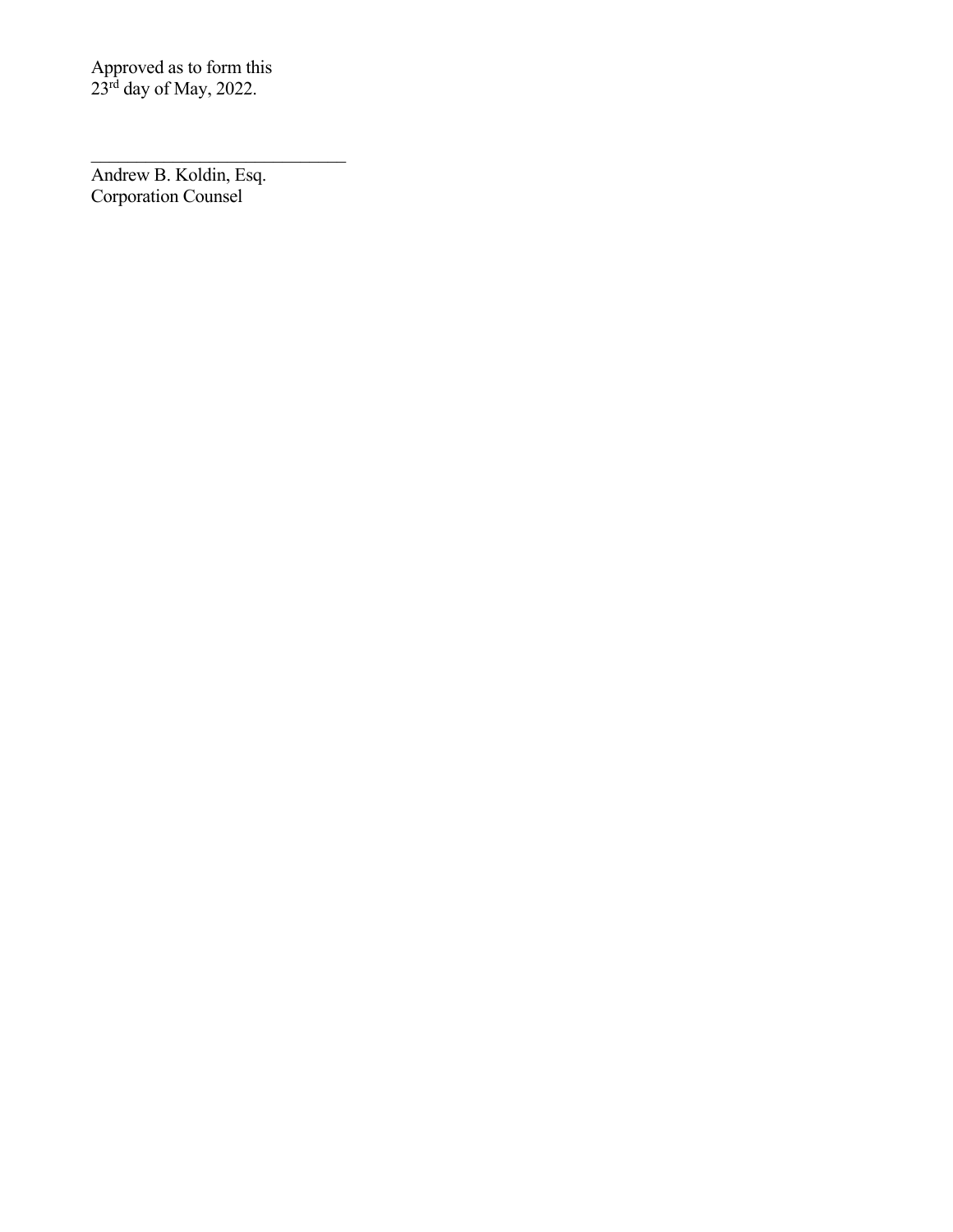Approved as to form this
23rd day of May, 2022.

______________________________
Andrew B. Koldin, Esq.
Corporation Counsel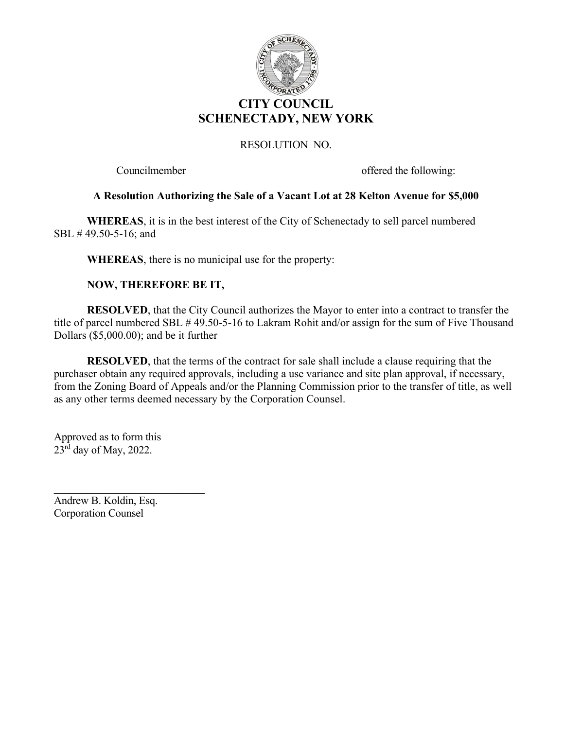# CITY COUNCIL
# SCHENECTADY, NEW YORK

RESOLUTION NO.

Councilmember offered the following:

**A Resolution Authorizing the Sale of a Vacant Lot at 28 Kelton Avenue for $5,000**

**WHEREAS**, it is in the best interest of the City of Schenectady to sell parcel numbered SBL # 49.50-5-16; and

**WHEREAS**, there is no municipal use for the property:

**NOW, THEREFORE BE IT,**

**RESOLVED**, that the City Council authorizes the Mayor to enter into a contract to transfer the title of parcel numbered SBL # 49.50-5-16 to Lakram Rohit and/or assign for the sum of Five Thousand Dollars ($5,000.00); and be it further

**RESOLVED**, that the terms of the contract for sale shall include a clause requiring that the purchaser obtain any required approvals, including a use variance and site plan approval, if necessary, from the Zoning Board of Appeals and/or the Planning Commission prior to the transfer of title, as well as any other terms deemed necessary by the Corporation Counsel.

Approved as to form this
23rd day of May, 2022.

\_\_\_\_\_\_\_\_\_\_\_\_\_\_\_\_\_\_\_\_\_\_\_\_\_\_\_\_\_\_
Andrew B. Koldin, Esq.
Corporation Counsel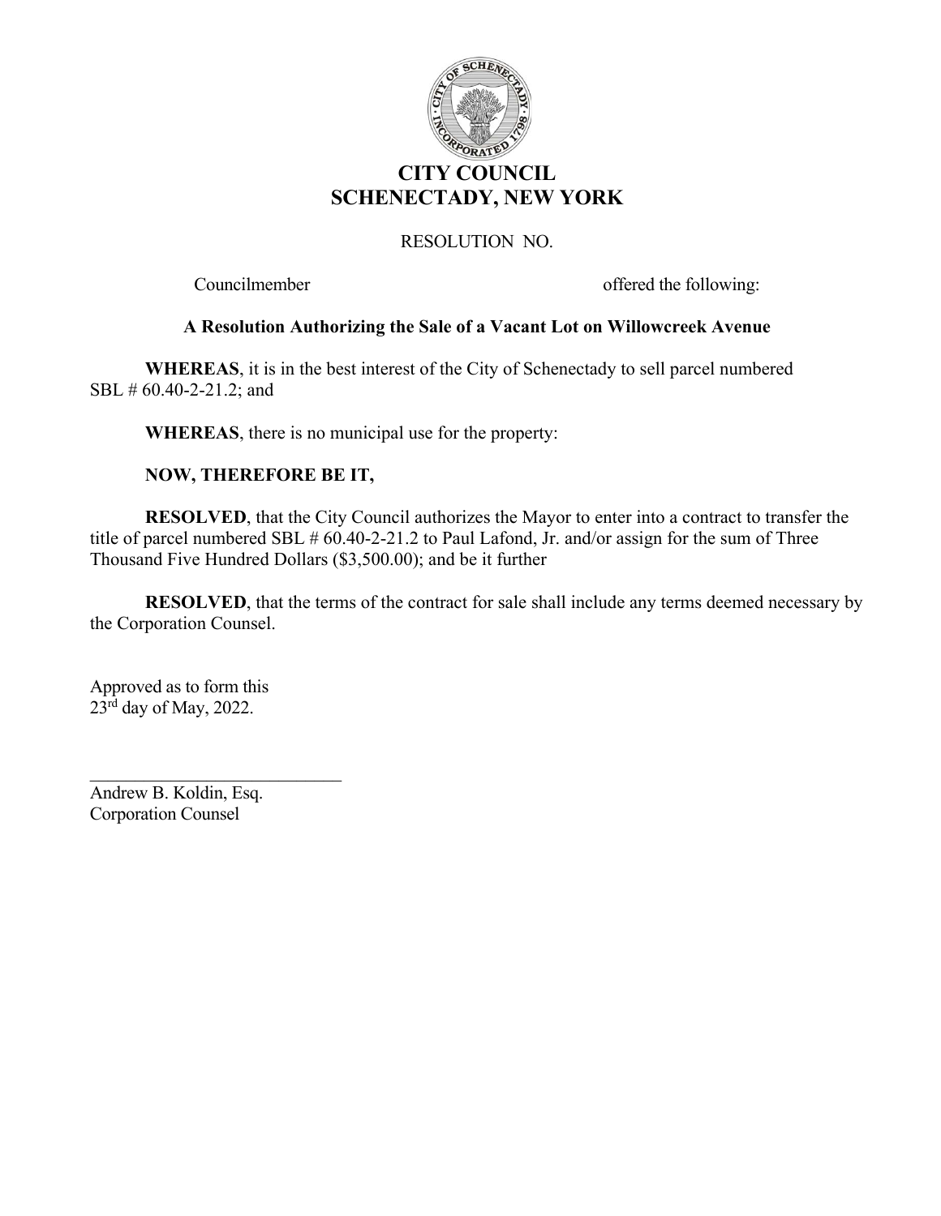# CITY COUNCIL
# SCHENECTADY, NEW YORK

RESOLUTION NO.

Councilmember offered the following:

**A Resolution Authorizing the Sale of a Vacant Lot on Willowcreek Avenue**

**WHEREAS**, it is in the best interest of the City of Schenectady to sell parcel numbered SBL # 60.40-2-21.2; and

**WHEREAS**, there is no municipal use for the property:

**NOW, THEREFORE BE IT,**

**RESOLVED**, that the City Council authorizes the Mayor to enter into a contract to transfer the title of parcel numbered SBL # 60.40-2-21.2 to Paul Lafond, Jr. and/or assign for the sum of Three Thousand Five Hundred Dollars ($3,500.00); and be it further

**RESOLVED**, that the terms of the contract for sale shall include any terms deemed necessary by the Corporation Counsel.

Approved as to form this
23rd day of May, 2022.

___________________________
Andrew B. Koldin, Esq.
Corporation Counsel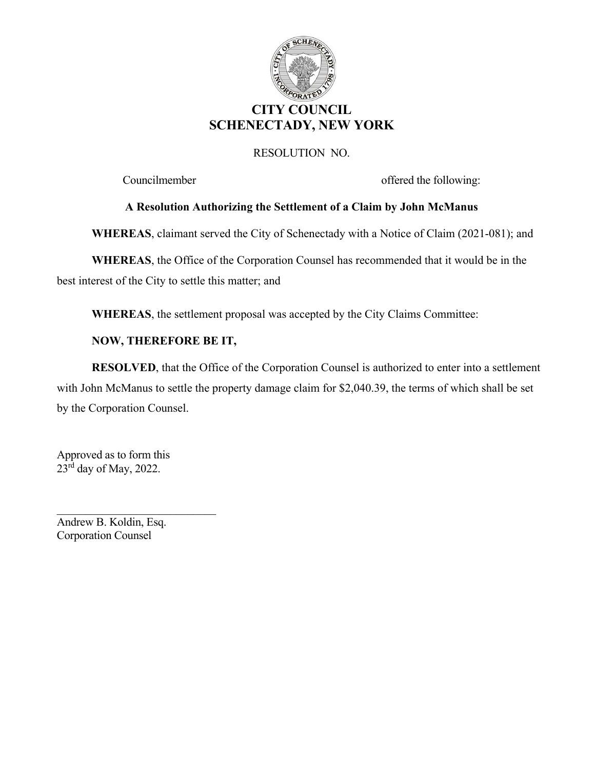# CITY COUNCIL
# SCHENECTADY, NEW YORK

RESOLUTION NO.

Councilmember offered the following:

**A Resolution Authorizing the Settlement of a Claim by John McManus**

**WHEREAS**, claimant served the City of Schenectady with a Notice of Claim (2021-081); and

**WHEREAS**, the Office of the Corporation Counsel has recommended that it would be in the best interest of the City to settle this matter; and

**WHEREAS**, the settlement proposal was accepted by the City Claims Committee:

**NOW, THEREFORE BE IT,**

**RESOLVED**, that the Office of the Corporation Counsel is authorized to enter into a settlement with John McManus to settle the property damage claim for $2,040.39, the terms of which shall be set by the Corporation Counsel.

Approved as to form this
23rd day of May, 2022.

\_\_\_\_\_\_\_\_\_\_\_\_\_\_\_\_\_\_\_\_\_\_\_\_\_\_\_\_
Andrew B. Koldin, Esq.
Corporation Counsel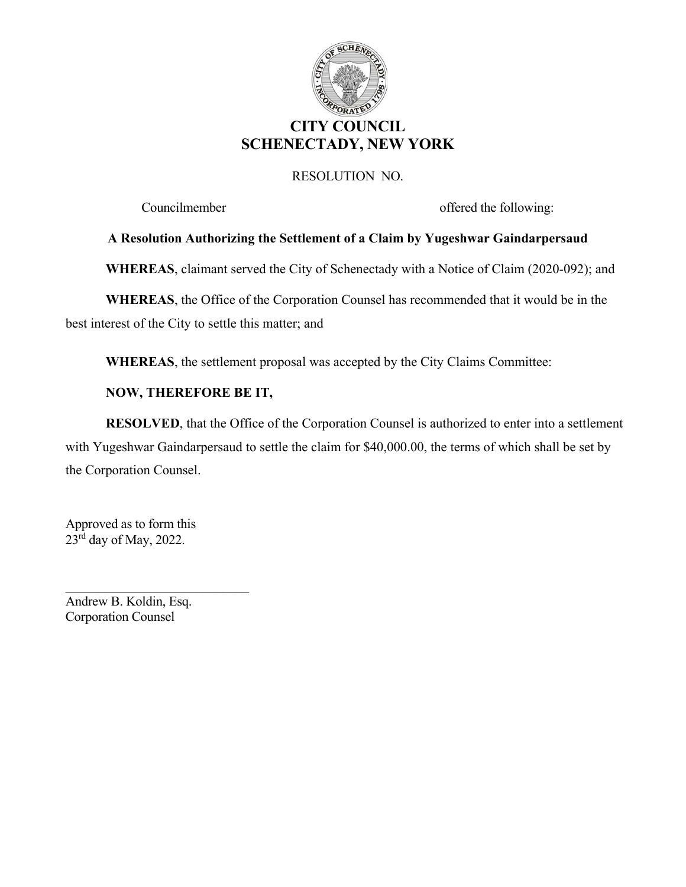# CITY COUNCIL
# SCHENECTADY, NEW YORK

RESOLUTION NO.

Councilmember offered the following:

**A Resolution Authorizing the Settlement of a Claim by Yugeshwar Gaindarpersaud**

**WHEREAS**, claimant served the City of Schenectady with a Notice of Claim (2020-092); and

**WHEREAS**, the Office of the Corporation Counsel has recommended that it would be in the best interest of the City to settle this matter; and

**WHEREAS**, the settlement proposal was accepted by the City Claims Committee:

**NOW, THEREFORE BE IT,**

**RESOLVED**, that the Office of the Corporation Counsel is authorized to enter into a settlement with Yugeshwar Gaindarpersaud to settle the claim for $40,000.00, the terms of which shall be set by the Corporation Counsel.

Approved as to form this
23rd day of May, 2022.

\_\_\_\_\_\_\_\_\_\_\_\_\_\_\_\_\_\_\_\_\_\_\_\_\_\_\_\_

Andrew B. Koldin, Esq.
Corporation Counsel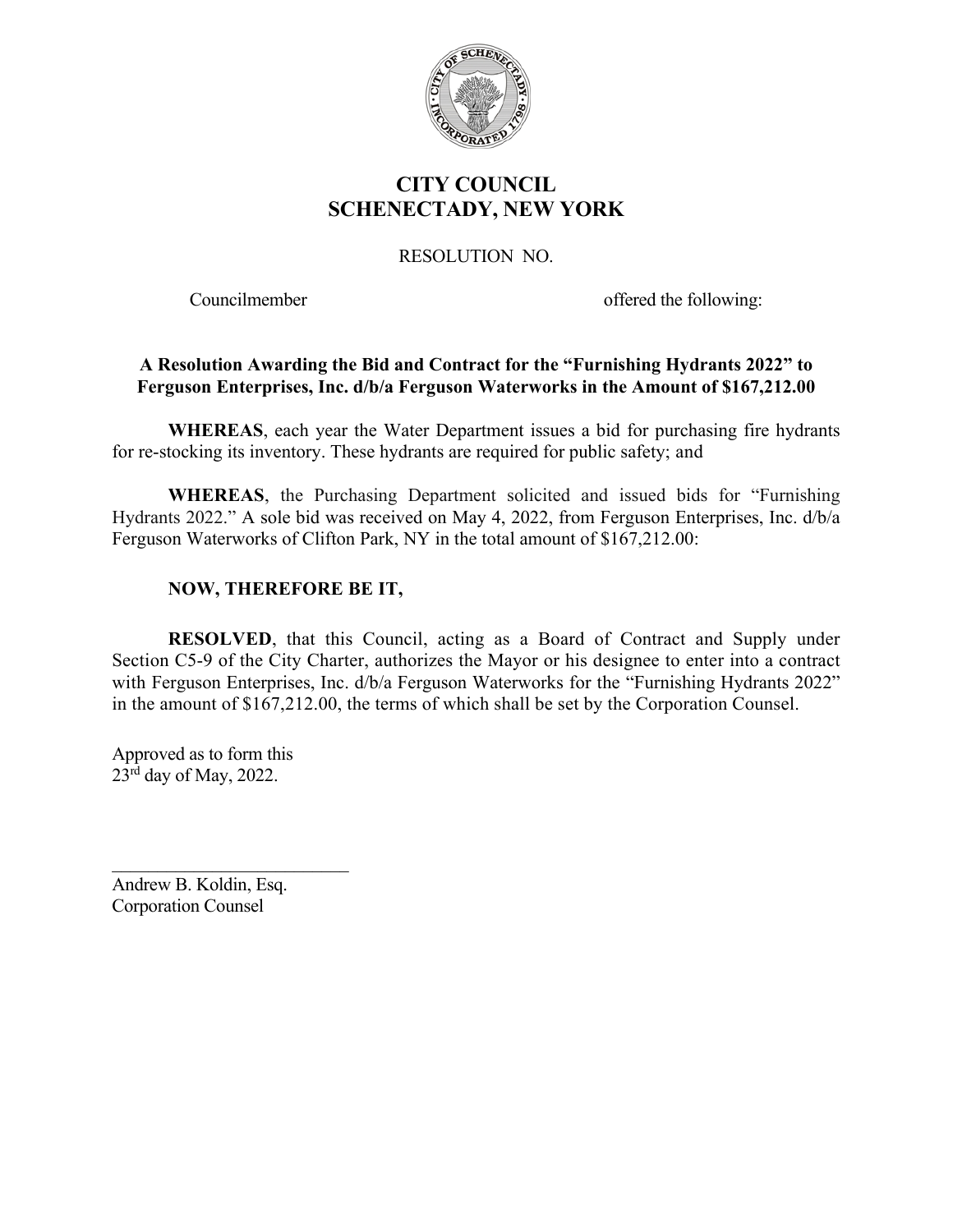# CITY COUNCIL
# SCHENECTADY, NEW YORK

RESOLUTION NO.

Councilmember offered the following:

**A Resolution Awarding the Bid and Contract for the "Furnishing Hydrants 2022" to Ferguson Enterprises, Inc. d/b/a Ferguson Waterworks in the Amount of $167,212.00**

**WHEREAS**, each year the Water Department issues a bid for purchasing fire hydrants for re-stocking its inventory. These hydrants are required for public safety; and

**WHEREAS**, the Purchasing Department solicited and issued bids for "Furnishing Hydrants 2022." A sole bid was received on May 4, 2022, from Ferguson Enterprises, Inc. d/b/a Ferguson Waterworks of Clifton Park, NY in the total amount of $167,212.00:

**NOW, THEREFORE BE IT,**

**RESOLVED**, that this Council, acting as a Board of Contract and Supply under Section C5-9 of the City Charter, authorizes the Mayor or his designee to enter into a contract with Ferguson Enterprises, Inc. d/b/a Ferguson Waterworks for the "Furnishing Hydrants 2022" in the amount of $167,212.00, the terms of which shall be set by the Corporation Counsel.

Approved as to form this
23rd day of May, 2022.

___________________________
Andrew B. Koldin, Esq.
Corporation Counsel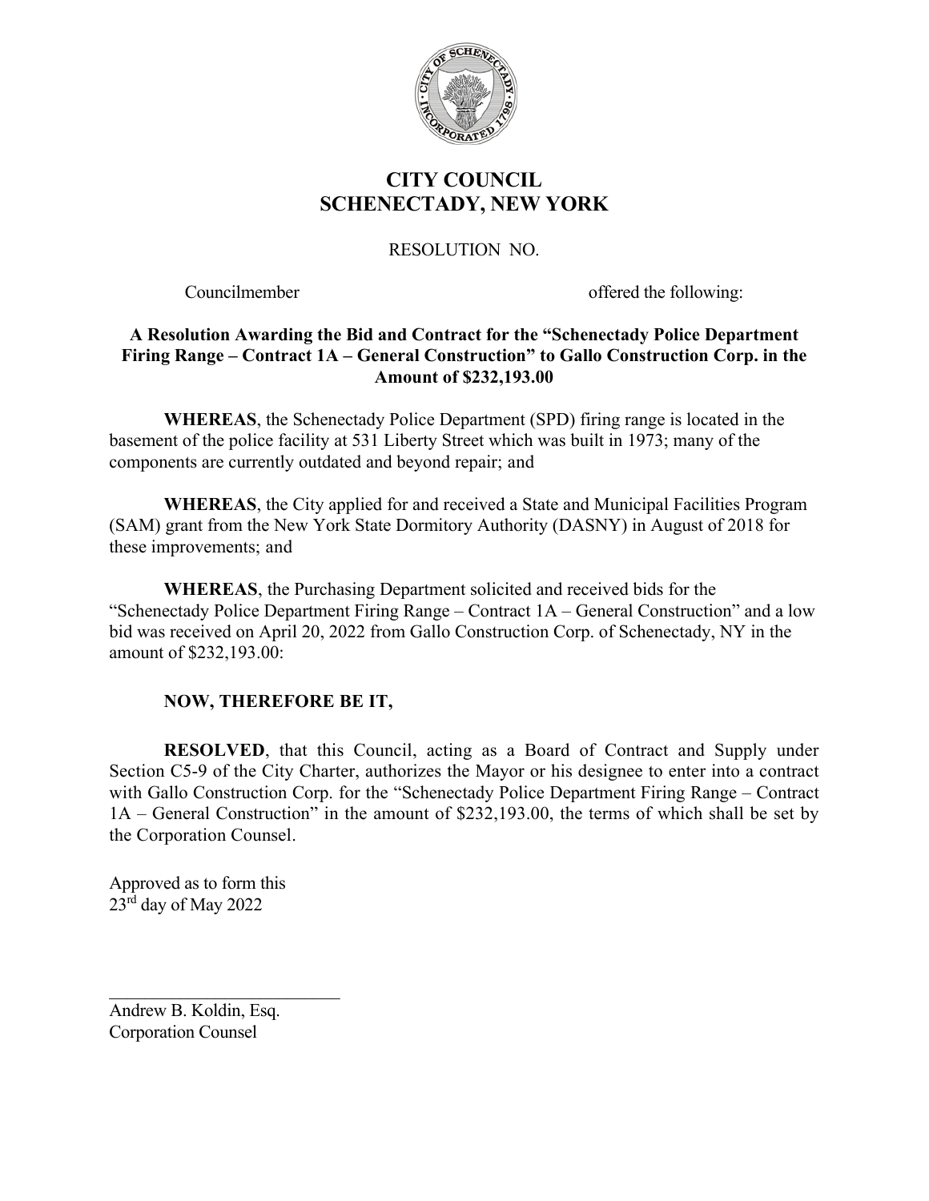# CITY COUNCIL
# SCHENECTADY, NEW YORK

RESOLUTION NO.

Councilmember offered the following:

**A Resolution Awarding the Bid and Contract for the "Schenectady Police Department Firing Range – Contract 1A – General Construction" to Gallo Construction Corp. in the Amount of $232,193.00**

**WHEREAS**, the Schenectady Police Department (SPD) firing range is located in the basement of the police facility at 531 Liberty Street which was built in 1973; many of the components are currently outdated and beyond repair; and

**WHEREAS**, the City applied for and received a State and Municipal Facilities Program (SAM) grant from the New York State Dormitory Authority (DASNY) in August of 2018 for these improvements; and

**WHEREAS**, the Purchasing Department solicited and received bids for the "Schenectady Police Department Firing Range – Contract 1A – General Construction" and a low bid was received on April 20, 2022 from Gallo Construction Corp. of Schenectady, NY in the amount of $232,193.00:

**NOW, THEREFORE BE IT,**

**RESOLVED**, that this Council, acting as a Board of Contract and Supply under Section C5-9 of the City Charter, authorizes the Mayor or his designee to enter into a contract with Gallo Construction Corp. for the "Schenectady Police Department Firing Range – Contract 1A – General Construction" in the amount of $232,193.00, the terms of which shall be set by the Corporation Counsel.

Approved as to form this
23rd day of May 2022

\_\_\_\_\_\_\_\_\_\_\_\_\_\_\_\_\_\_\_\_\_\_\_\_\_\_\_\_

Andrew B. Koldin, Esq.
Corporation Counsel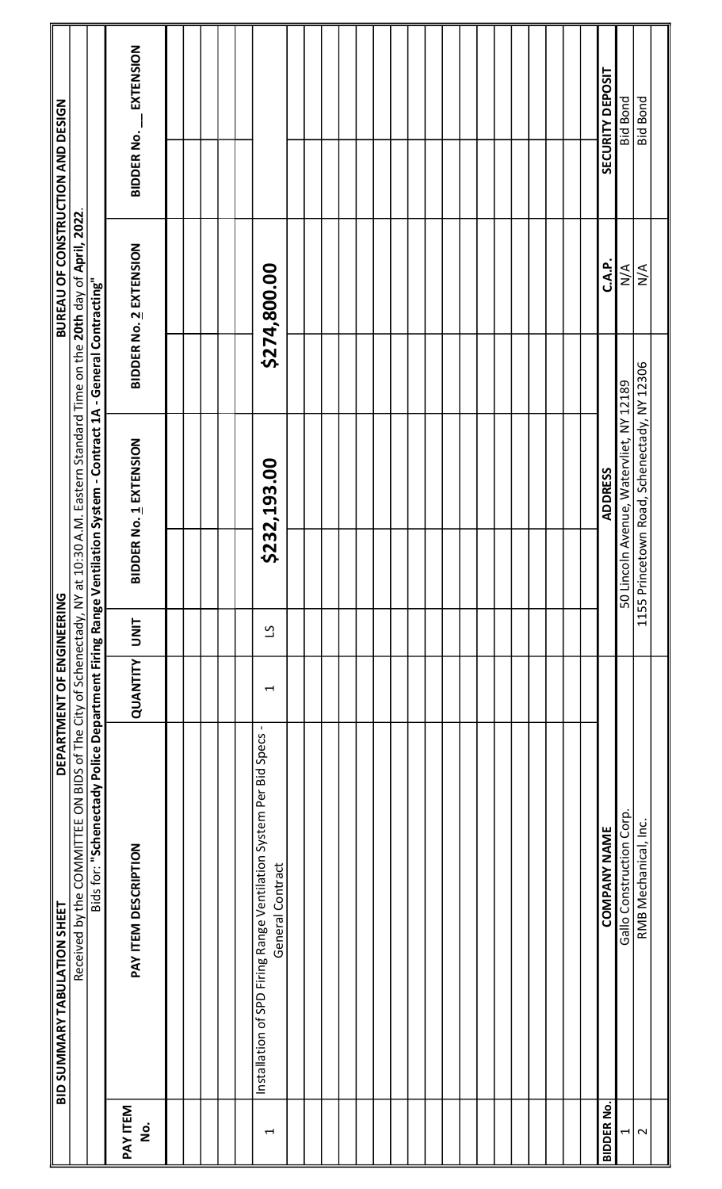**BID SUMMARY TABULATION SHEET** | **DEPARTMENT OF ENGINEERING** | **BUREAU OF CONSTRUCTION AND DESIGN**

Received by the COMMITTEE ON BIDS of The City of Schenectady, NY at 10:30 A.M. Eastern Standard Time on the **20th** day of **April, 2022**.

Bids for: **"Schenectady Police Department Firing Range Ventilation System - Contract 1A - General Contracting"**

| PAY ITEM No. | PAY ITEM DESCRIPTION | QUANTITY | UNIT | BIDDER No. 1 EXTENSION | BIDDER No. 2 EXTENSION | BIDDER No. __ EXTENSION |
|---|---|---|---|---|---|---|
| 1 | Installation of SPD Firing Range Ventilation System Per Bid Specs - General Contract | 1 | LS | **$232,193.00** | **$274,800.00** | |

| BIDDER No. | COMPANY NAME | ADDRESS | C.A.P. | SECURITY DEPOSIT |
|---|---|---|---|---|
| 1 | Gallo Construction Corp. | 50 Lincoln Avenue, Watervliet, NY 12189 | N/A | Bid Bond |
| 2 | RMB Mechanical, Inc. | 1155 Princetown Road, Schenectady, NY 12306 | N/A | Bid Bond |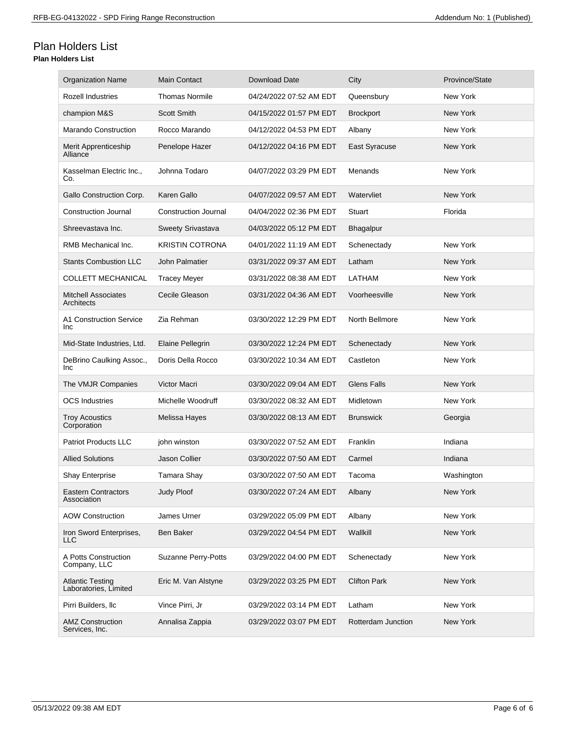# Plan Holders List

**Plan Holders List**

| Organization Name | Main Contact | Download Date | City | Province/State |
|---|---|---|---|---|
| Rozell Industries | Thomas Normile | 04/24/2022 07:52 AM EDT | Queensbury | New York |
| champion M&S | Scott Smith | 04/15/2022 01:57 PM EDT | Brockport | New York |
| Marando Construction | Rocco Marando | 04/12/2022 04:53 PM EDT | Albany | New York |
| Merit Apprenticeship Alliance | Penelope Hazer | 04/12/2022 04:16 PM EDT | East Syracuse | New York |
| Kasselman Electric Inc., Co. | Johnna Todaro | 04/07/2022 03:29 PM EDT | Menands | New York |
| Gallo Construction Corp. | Karen Gallo | 04/07/2022 09:57 AM EDT | Watervliet | New York |
| Construction Journal | Construction Journal | 04/04/2022 02:36 PM EDT | Stuart | Florida |
| Shreevastava Inc. | Sweety Srivastava | 04/03/2022 05:12 PM EDT | Bhagalpur | |
| RMB Mechanical Inc. | KRISTIN COTRONA | 04/01/2022 11:19 AM EDT | Schenectady | New York |
| Stants Combustion LLC | John Palmatier | 03/31/2022 09:37 AM EDT | Latham | New York |
| COLLETT MECHANICAL | Tracey Meyer | 03/31/2022 08:38 AM EDT | LATHAM | New York |
| Mitchell Associates Architects | Cecile Gleason | 03/31/2022 04:36 AM EDT | Voorheesville | New York |
| A1 Construction Service Inc | Zia Rehman | 03/30/2022 12:29 PM EDT | North Bellmore | New York |
| Mid-State Industries, Ltd. | Elaine Pellegrin | 03/30/2022 12:24 PM EDT | Schenectady | New York |
| DeBrino Caulking Assoc., Inc | Doris Della Rocco | 03/30/2022 10:34 AM EDT | Castleton | New York |
| The VMJR Companies | Victor Macri | 03/30/2022 09:04 AM EDT | Glens Falls | New York |
| OCS Industries | Michelle Woodruff | 03/30/2022 08:32 AM EDT | Midletown | New York |
| Troy Acoustics Corporation | Melissa Hayes | 03/30/2022 08:13 AM EDT | Brunswick | Georgia |
| Patriot Products LLC | john winston | 03/30/2022 07:52 AM EDT | Franklin | Indiana |
| Allied Solutions | Jason Collier | 03/30/2022 07:50 AM EDT | Carmel | Indiana |
| Shay Enterprise | Tamara Shay | 03/30/2022 07:50 AM EDT | Tacoma | Washington |
| Eastern Contractors Association | Judy Ploof | 03/30/2022 07:24 AM EDT | Albany | New York |
| AOW Construction | James Urner | 03/29/2022 05:09 PM EDT | Albany | New York |
| Iron Sword Enterprises, LLC | Ben Baker | 03/29/2022 04:54 PM EDT | Wallkill | New York |
| A Potts Construction Company, LLC | Suzanne Perry-Potts | 03/29/2022 04:00 PM EDT | Schenectady | New York |
| Atlantic Testing Laboratories, Limited | Eric M. Van Alstyne | 03/29/2022 03:25 PM EDT | Clifton Park | New York |
| Pirri Builders, llc | Vince Pirri, Jr | 03/29/2022 03:14 PM EDT | Latham | New York |
| AMZ Construction Services, Inc. | Annalisa Zappia | 03/29/2022 03:07 PM EDT | Rotterdam Junction | New York |